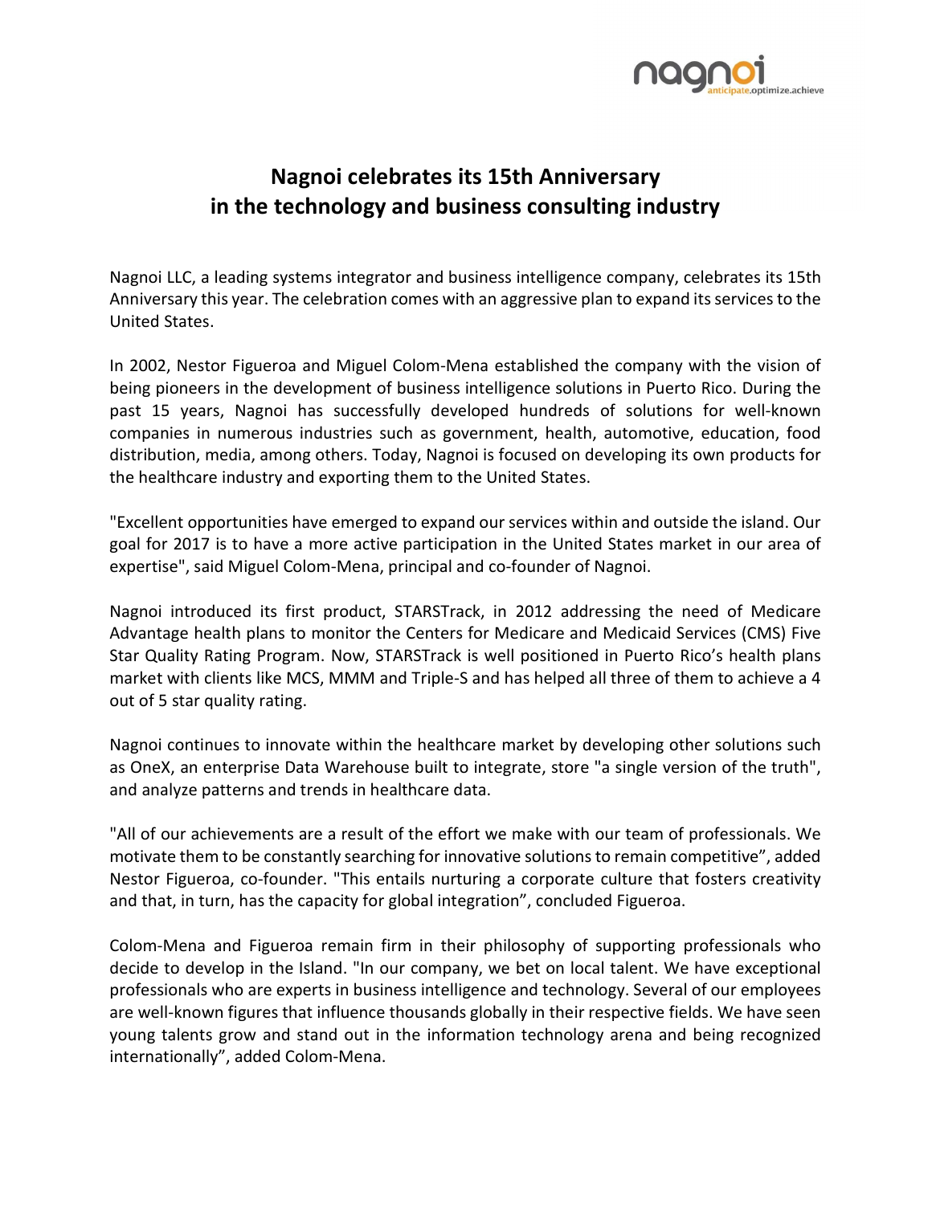# Nagnoi celebrates its 15th Anniversary in the technology and business consulting industry

Nagnoi LLC, a leading systems integrator and business intelligence company, celebrates its 15th Anniversary this year. The celebration comes with an aggressive plan to expand its services to the United States.

In 2002, Nestor Figueroa and Miguel Colom-Mena established the company with the vision of being pioneers in the development of business intelligence solutions in Puerto Rico. During the past 15 years, Nagnoi has successfully developed hundreds of solutions for well-known companies in numerous industries such as government, health, automotive, education, food distribution, media, among others. Today, Nagnoi is focused on developing its own products for the healthcare industry and exporting them to the United States.

"Excellent opportunities have emerged to expand our services within and outside the island. Our goal for 2017 is to have a more active participation in the United States market in our area of expertise", said Miguel Colom-Mena, principal and co-founder of Nagnoi.

Nagnoi introduced its first product, STARSTrack, in 2012 addressing the need of Medicare Advantage health plans to monitor the Centers for Medicare and Medicaid Services (CMS) Five Star Quality Rating Program. Now, STARSTrack is well positioned in Puerto Rico's health plans market with clients like MCS, MMM and Triple-S and has helped all three of them to achieve a 4 out of 5 star quality rating.

Nagnoi continues to innovate within the healthcare market by developing other solutions such as OneX, an enterprise Data Warehouse built to integrate, store "a single version of the truth", and analyze patterns and trends in healthcare data.

"All of our achievements are a result of the effort we make with our team of professionals. We motivate them to be constantly searching for innovative solutions to remain competitive", added Nestor Figueroa, co-founder. "This entails nurturing a corporate culture that fosters creativity and that, in turn, has the capacity for global integration", concluded Figueroa.

Colom-Mena and Figueroa remain firm in their philosophy of supporting professionals who decide to develop in the Island. "In our company, we bet on local talent. We have exceptional professionals who are experts in business intelligence and technology. Several of our employees are well-known figures that influence thousands globally in their respective fields. We have seen young talents grow and stand out in the information technology arena and being recognized internationally", added Colom-Mena.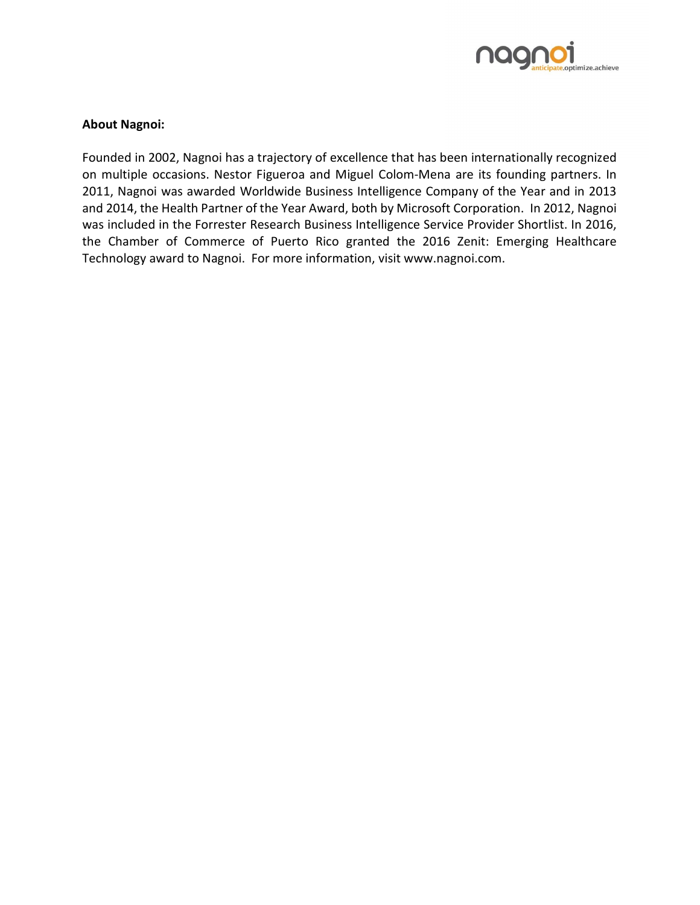**About Nagnoi:**

Founded in 2002, Nagnoi has a trajectory of excellence that has been internationally recognized on multiple occasions. Nestor Figueroa and Miguel Colom-Mena are its founding partners. In 2011, Nagnoi was awarded Worldwide Business Intelligence Company of the Year and in 2013 and 2014, the Health Partner of the Year Award, both by Microsoft Corporation. In 2012, Nagnoi was included in the Forrester Research Business Intelligence Service Provider Shortlist. In 2016, the Chamber of Commerce of Puerto Rico granted the 2016 Zenit: Emerging Healthcare Technology award to Nagnoi. For more information, visit www.nagnoi.com.